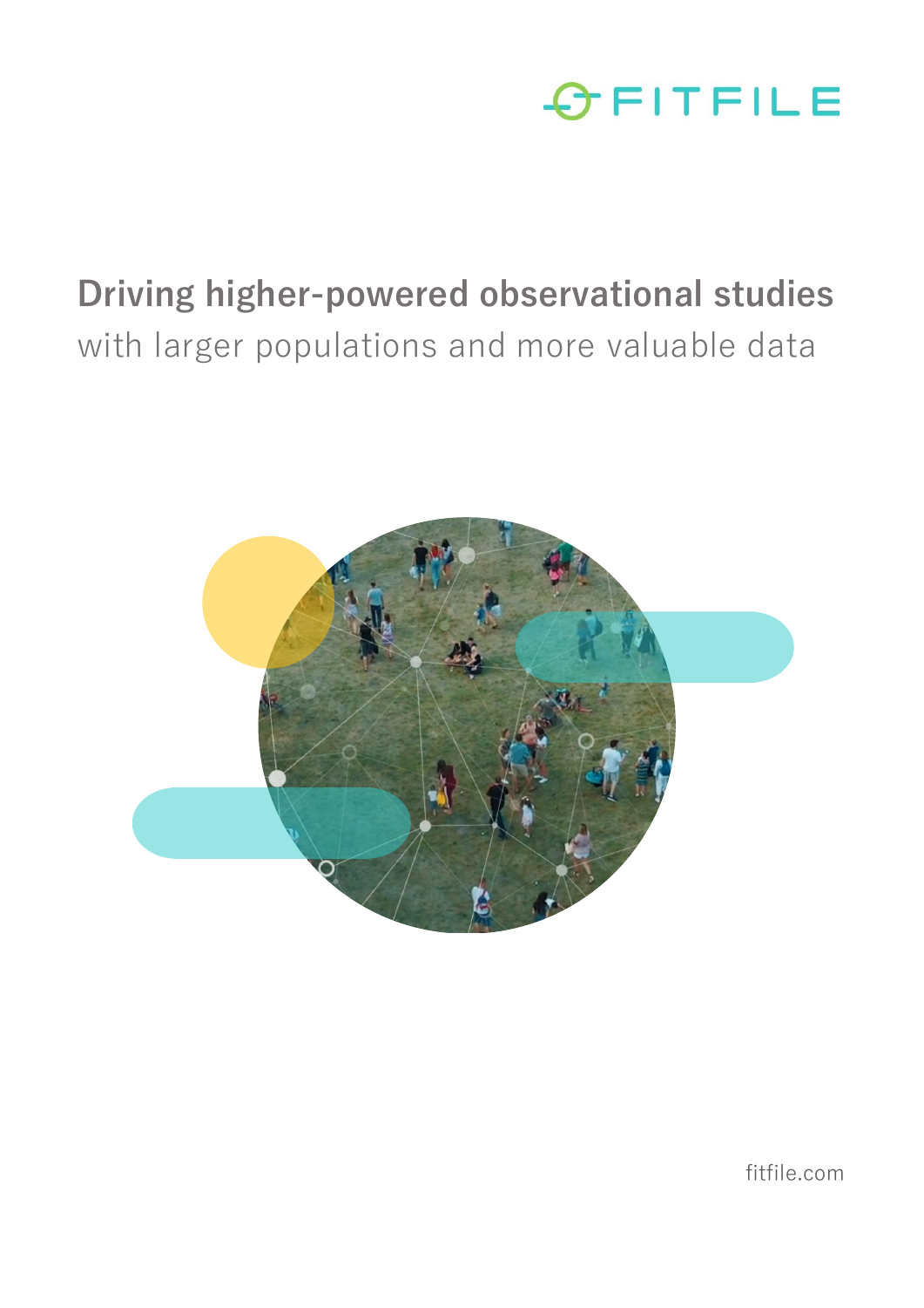FITFILE

# Driving higher-powered observational studies

with larger populations and more valuable data

fitfile.com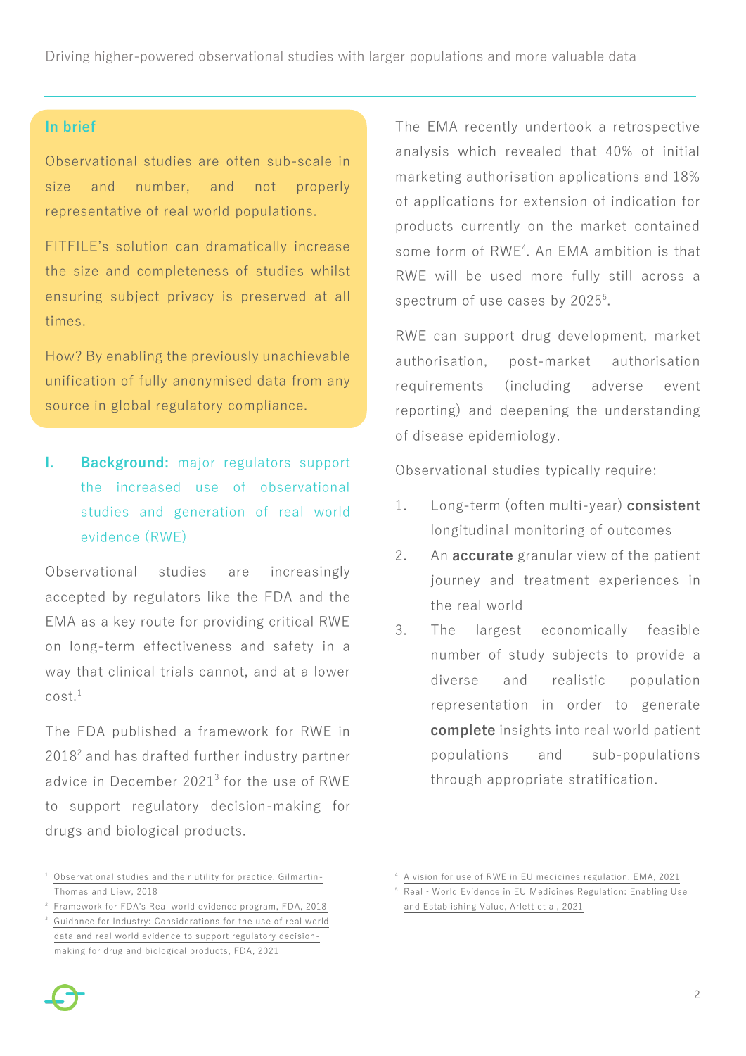### In brief

Observational studies are often sub-scale in size and number, and not properly representative of real world populations.

FITFILE's solution can dramatically increase the size and completeness of studies whilst ensuring subject privacy is preserved at all times.

How? By enabling the previously unachievable unification of fully anonymised data from any source in global regulatory compliance.

## I. **Background:** major regulators support the increased use of observational studies and generation of real world evidence (RWE)

Observational studies are increasingly accepted by regulators like the FDA and the EMA as a key route for providing critical RWE on long-term effectiveness and safety in a way that clinical trials cannot, and at a lower cost.[1]

The FDA published a framework for RWE in 2018[2] and has drafted further industry partner advice in December 2021[3] for the use of RWE to support regulatory decision-making for drugs and biological products.

The EMA recently undertook a retrospective analysis which revealed that 40% of initial marketing authorisation applications and 18% of applications for extension of indication for products currently on the market contained some form of RWE[4]. An EMA ambition is that RWE will be used more fully still across a spectrum of use cases by 2025[5].

RWE can support drug development, market authorisation, post-market authorisation requirements (including adverse event reporting) and deepening the understanding of disease epidemiology.

Observational studies typically require:

1. Long-term (often multi-year) **consistent** longitudinal monitoring of outcomes
2. An **accurate** granular view of the patient journey and treatment experiences in the real world
3. The largest economically feasible number of study subjects to provide a diverse and realistic population representation in order to generate **complete** insights into real world patient populations and sub-populations through appropriate stratification.

---

1. Observational studies and their utility for practice, Gilmartin-Thomas and Liew, 2018
2. Framework for FDA's Real world evidence program, FDA, 2018
3. Guidance for Industry: Considerations for the use of real world data and real world evidence to support regulatory decision-making for drug and biological products, FDA, 2021
4. A vision for use of RWE in EU medicines regulation, EMA, 2021
5. Real - World Evidence in EU Medicines Regulation: Enabling Use and Establishing Value, Arlett et al, 2021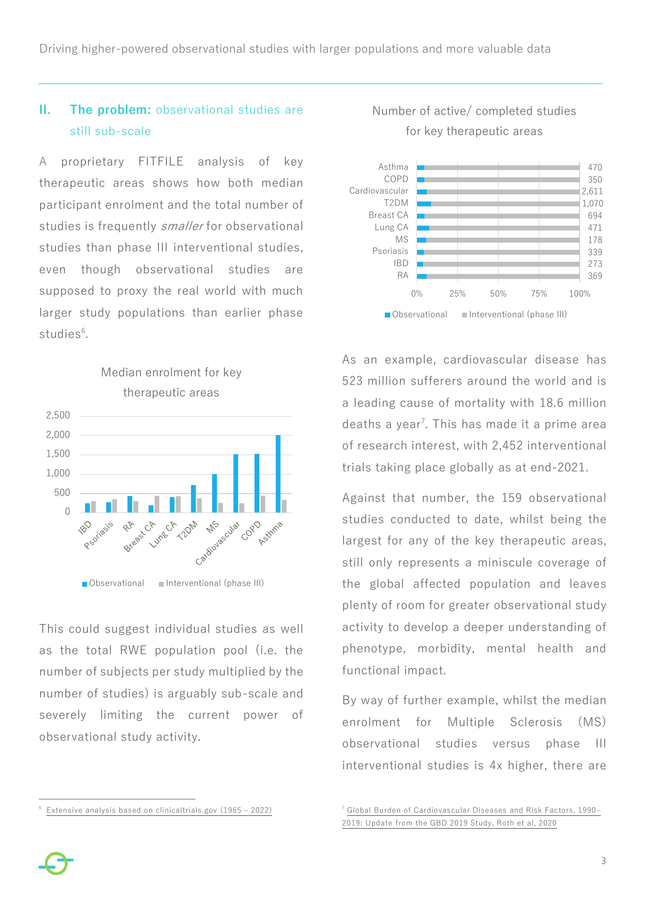## II. The problem: observational studies are still sub-scale

A proprietary FITFILE analysis of key therapeutic areas shows how both median participant enrolment and the total number of studies is frequently *smaller* for observational studies than phase III interventional studies, even though observational studies are supposed to proxy the real world with much larger study populations than earlier phase studies[6].

Median enrolment for key therapeutic areas

Observational | Interventional (phase III)

This could suggest individual studies as well as the total RWE population pool (i.e. the number of subjects per study multiplied by the number of studies) is arguably sub-scale and severely limiting the current power of observational study activity.

Number of active/ completed studies for key therapeutic areas

| Therapeutic area | Total |
| --- | --- |
| Asthma | 470 |
| COPD | 350 |
| Cardiovascular | 2,611 |
| T2DM | 1,070 |
| Breast CA | 694 |
| Lung CA | 471 |
| MS | 178 |
| Psoriasis | 339 |
| IBD | 273 |
| RA | 369 |

Observational | Interventional (phase III)

As an example, cardiovascular disease has 523 million sufferers around the world and is a leading cause of mortality with 18.6 million deaths a year[7]. This has made it a prime area of research interest, with 2,452 interventional trials taking place globally as at end-2021.

Against that number, the 159 observational studies conducted to date, whilst being the largest for any of the key therapeutic areas, still only represents a miniscule coverage of the global affected population and leaves plenty of room for greater observational study activity to develop a deeper understanding of phenotype, morbidity, mental health and functional impact.

By way of further example, whilst the median enrolment for Multiple Sclerosis (MS) observational studies versus phase III interventional studies is 4x higher, there are

[6] Extensive analysis based on clinicaltrials.gov (1965 – 2022)

[7] Global Burden of Cardiovascular Diseases and Risk Factors, 1990–2019: Update from the GBD 2019 Study, Roth et al, 2020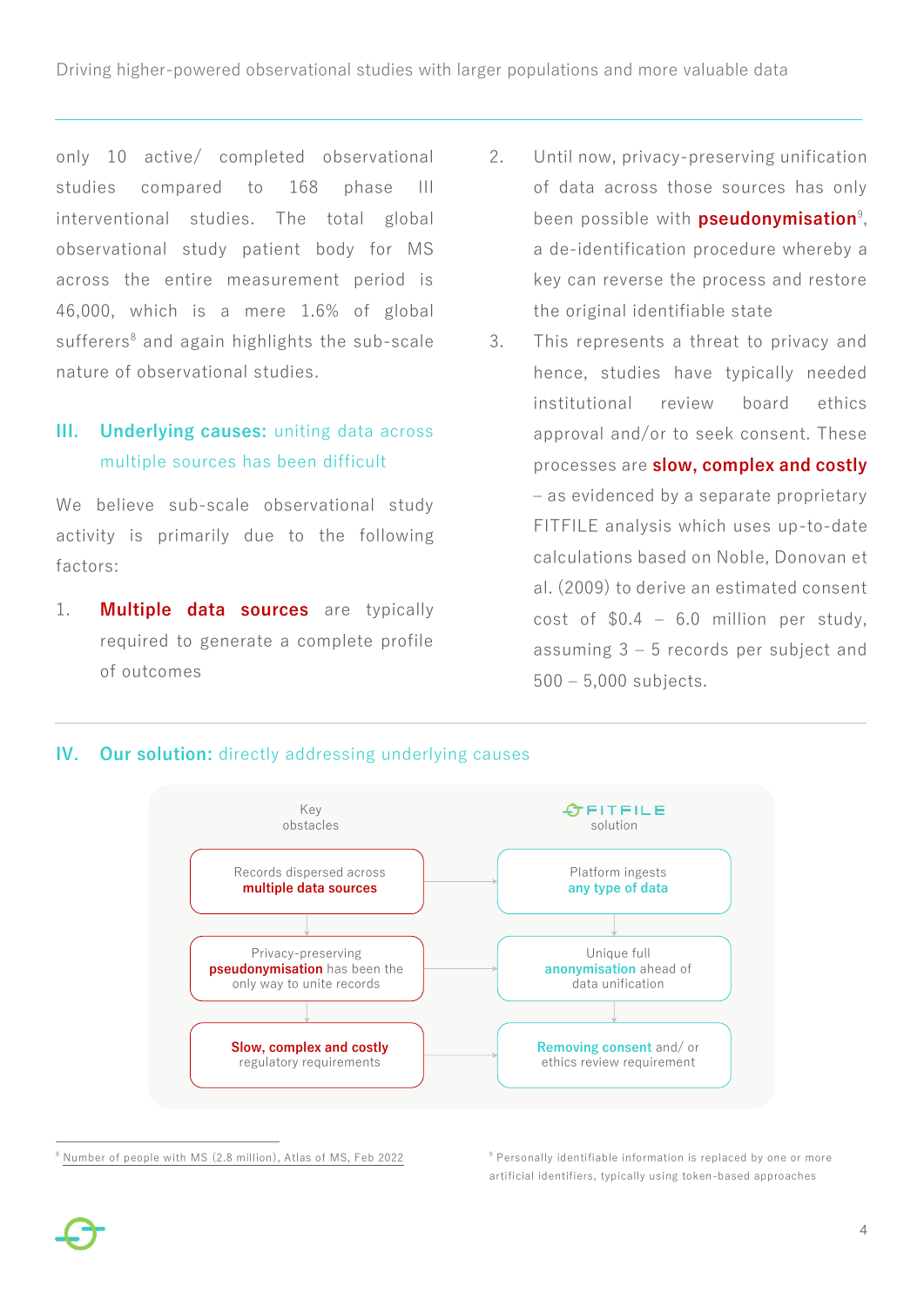only 10 active/ completed observational studies compared to 168 phase III interventional studies. The total global observational study patient body for MS across the entire measurement period is 46,000, which is a mere 1.6% of global sufferers[8] and again highlights the sub-scale nature of observational studies.

## III. Underlying causes: uniting data across multiple sources has been difficult

We believe sub-scale observational study activity is primarily due to the following factors:

1. **Multiple data sources** are typically required to generate a complete profile of outcomes
2. Until now, privacy-preserving unification of data across those sources has only been possible with **pseudonymisation**[9], a de-identification procedure whereby a key can reverse the process and restore the original identifiable state
3. This represents a threat to privacy and hence, studies have typically needed institutional review board ethics approval and/or to seek consent. These processes are **slow, complex and costly** – as evidenced by a separate proprietary FITFILE analysis which uses up-to-date calculations based on Noble, Donovan et al. (2009) to derive an estimated consent cost of $0.4 – 6.0 million per study, assuming 3 – 5 records per subject and 500 – 5,000 subjects.

## IV. Our solution: directly addressing underlying causes

| Key obstacles | FITFILE solution |
|---|---|
| Records dispersed across **multiple data sources** | Platform ingests **any type of data** |
| Privacy-preserving **pseudonymisation** has been the only way to unite records | Unique full **anonymisation** ahead of data unification |
| **Slow, complex and costly** regulatory requirements | **Removing consent** and/ or ethics review requirement |

[8] Number of people with MS (2.8 million), Atlas of MS, Feb 2022

[9] Personally identifiable information is replaced by one or more artificial identifiers, typically using token-based approaches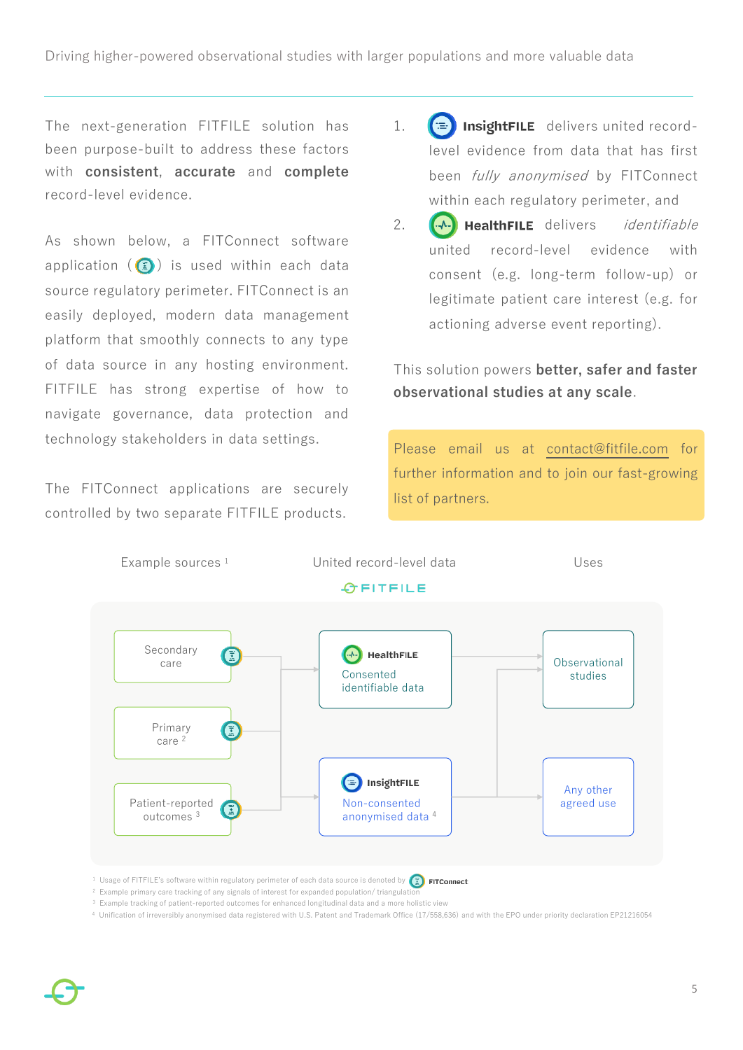The next-generation FITFILE solution has been purpose-built to address these factors with **consistent**, **accurate** and **complete** record-level evidence.

As shown below, a FITConnect software application ( ) is used within each data source regulatory perimeter. FITConnect is an easily deployed, modern data management platform that smoothly connects to any type of data source in any hosting environment. FITFILE has strong expertise of how to navigate governance, data protection and technology stakeholders in data settings.

The FITConnect applications are securely controlled by two separate FITFILE products.

1. **InsightFILE** delivers united record-level evidence from data that has first been *fully anonymised* by FITConnect within each regulatory perimeter, and
2. **HealthFILE** delivers *identifiable* united record-level evidence with consent (e.g. long-term follow-up) or legitimate patient care interest (e.g. for actioning adverse event reporting).

This solution powers **better, safer and faster observational studies at any scale**.

Please email us at contact@fitfile.com for further information and to join our fast-growing list of partners.

Example sources [1] | United record-level data | Uses

FITFILE

- Secondary care
- Primary care [2]
- Patient-reported outcomes [3]

- **HealthFILE** – Consented identifiable data
- **InsightFILE** – Non-consented anonymised data [4]

- Observational studies
- Any other agreed use

[1] Usage of FITFILE's software within regulatory perimeter of each data source is denoted by FITConnect
[2] Example primary care tracking of any signals of interest for expanded population/ triangulation
[3] Example tracking of patient-reported outcomes for enhanced longitudinal data and a more holistic view
[4] Unification of irreversibly anonymised data registered with U.S. Patent and Trademark Office (17/558,636) and with the EPO under priority declaration EP21216054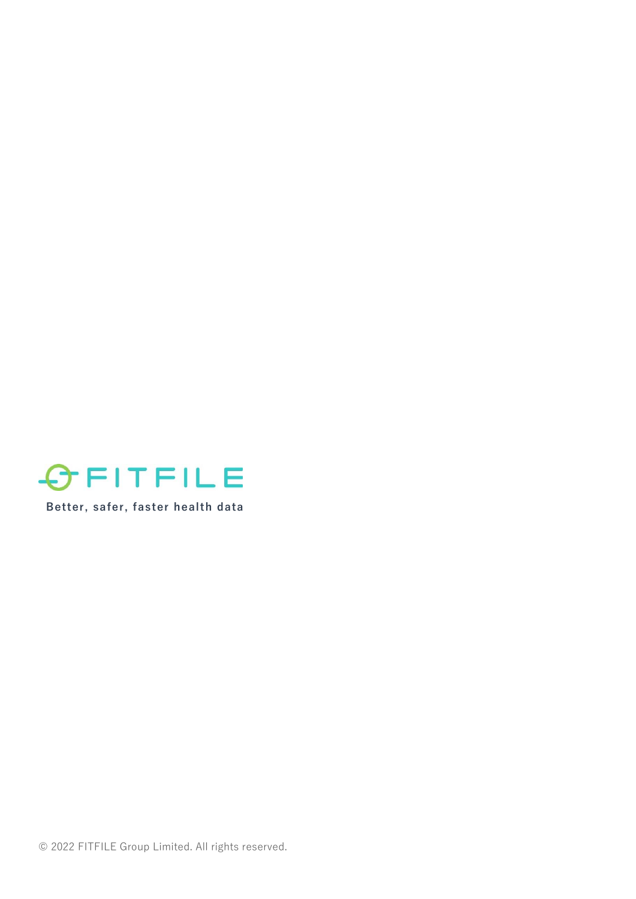FITFILE

Better, safer, faster health data

© 2022 FITFILE Group Limited. All rights reserved.